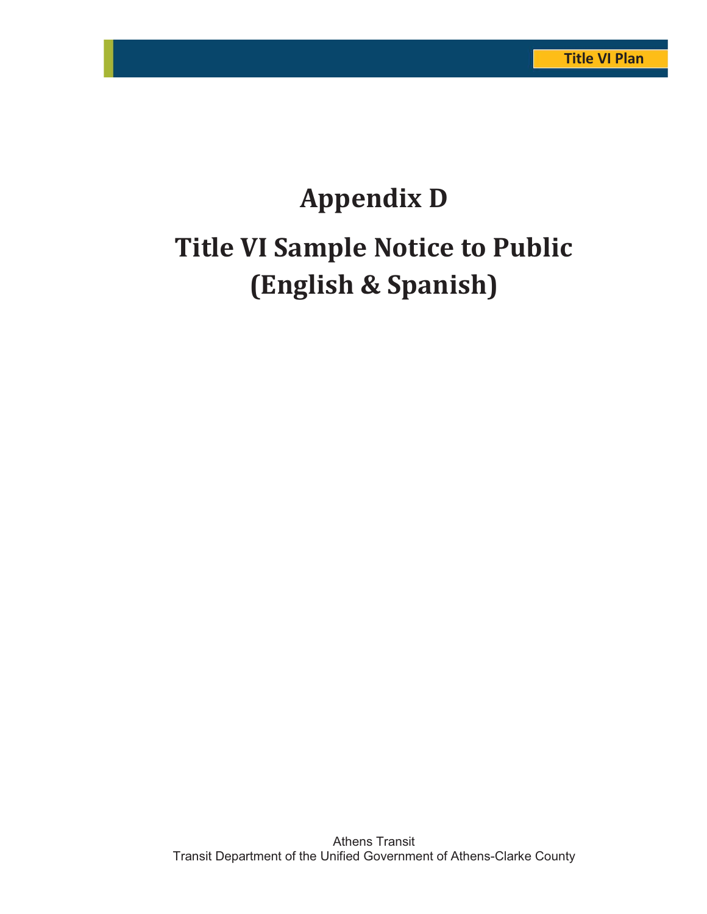# Appendix D

# Title VI Sample Notice to Public (English & Spanish)

Athens Transit
Transit Department of the Unified Government of Athens-Clarke County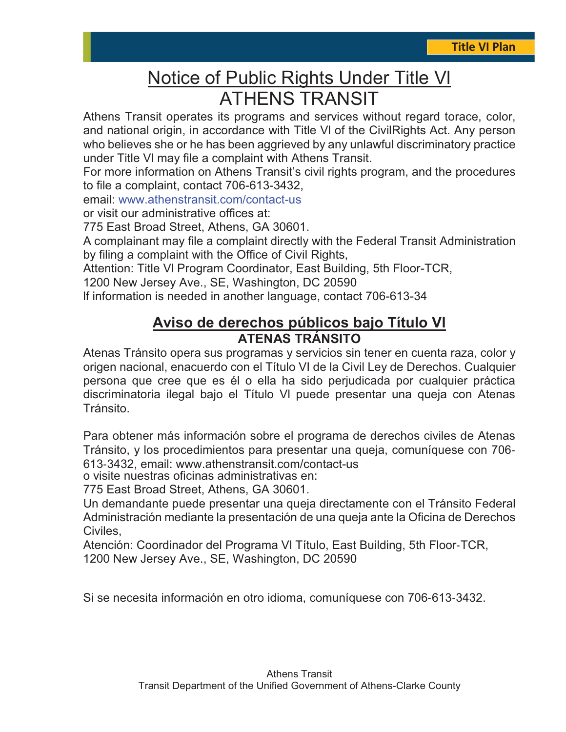# Notice of Public Rights Under Title Vl
# ATHENS TRANSIT

Athens Transit operates its programs and services without regard torace, color, and national origin, in accordance with Title Vl of the CivilRights Act. Any person who believes she or he has been aggrieved by any unlawful discriminatory practice under Title Vl may file a complaint with Athens Transit.

For more information on Athens Transit's civil rights program, and the procedures to file a complaint, contact 706-613-3432,

email: www.athenstransit.com/contact-us

or visit our administrative offices at:

775 East Broad Street, Athens, GA 30601.

A complainant may file a complaint directly with the Federal Transit Administration by filing a complaint with the Office of Civil Rights,

Attention: Title Vl Program Coordinator, East Building, 5th Floor-TCR,

1200 New Jersey Ave., SE, Washington, DC 20590

lf information is needed in another language, contact 706-613-34

## Aviso de derechos públicos bajo Título VI
## ATENAS TRÁNSITO

Atenas Tránsito opera sus programas y servicios sin tener en cuenta raza, color y origen nacional, enacuerdo con el Título VI de la Civil Ley de Derechos. Cualquier persona que cree que es él o ella ha sido perjudicada por cualquier práctica discriminatoria ilegal bajo el Título Vl puede presentar una queja con Atenas Tránsito.

Para obtener más información sobre el programa de derechos civiles de Atenas Tránsito, y los procedimientos para presentar una queja, comuníquese con 706-613-3432, email: www.athenstransit.com/contact-us

o visite nuestras oficinas administrativas en:

775 East Broad Street, Athens, GA 30601.

Un demandante puede presentar una queja directamente con el Tránsito Federal Administración mediante la presentación de una queja ante la Oficina de Derechos Civiles,

Atención: Coordinador del Programa Vl Título, East Building, 5th Floor-TCR,

1200 New Jersey Ave., SE, Washington, DC 20590

Si se necesita información en otro idioma, comuníquese con 706-613-3432.

Athens Transit
Transit Department of the Unified Government of Athens-Clarke County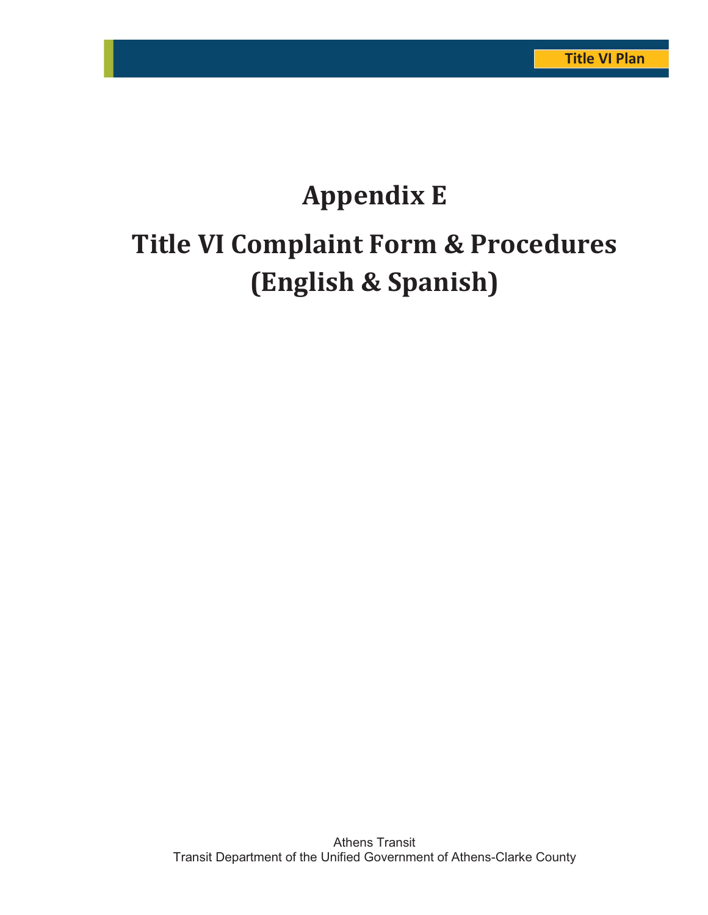# Appendix E

# Title VI Complaint Form & Procedures (English & Spanish)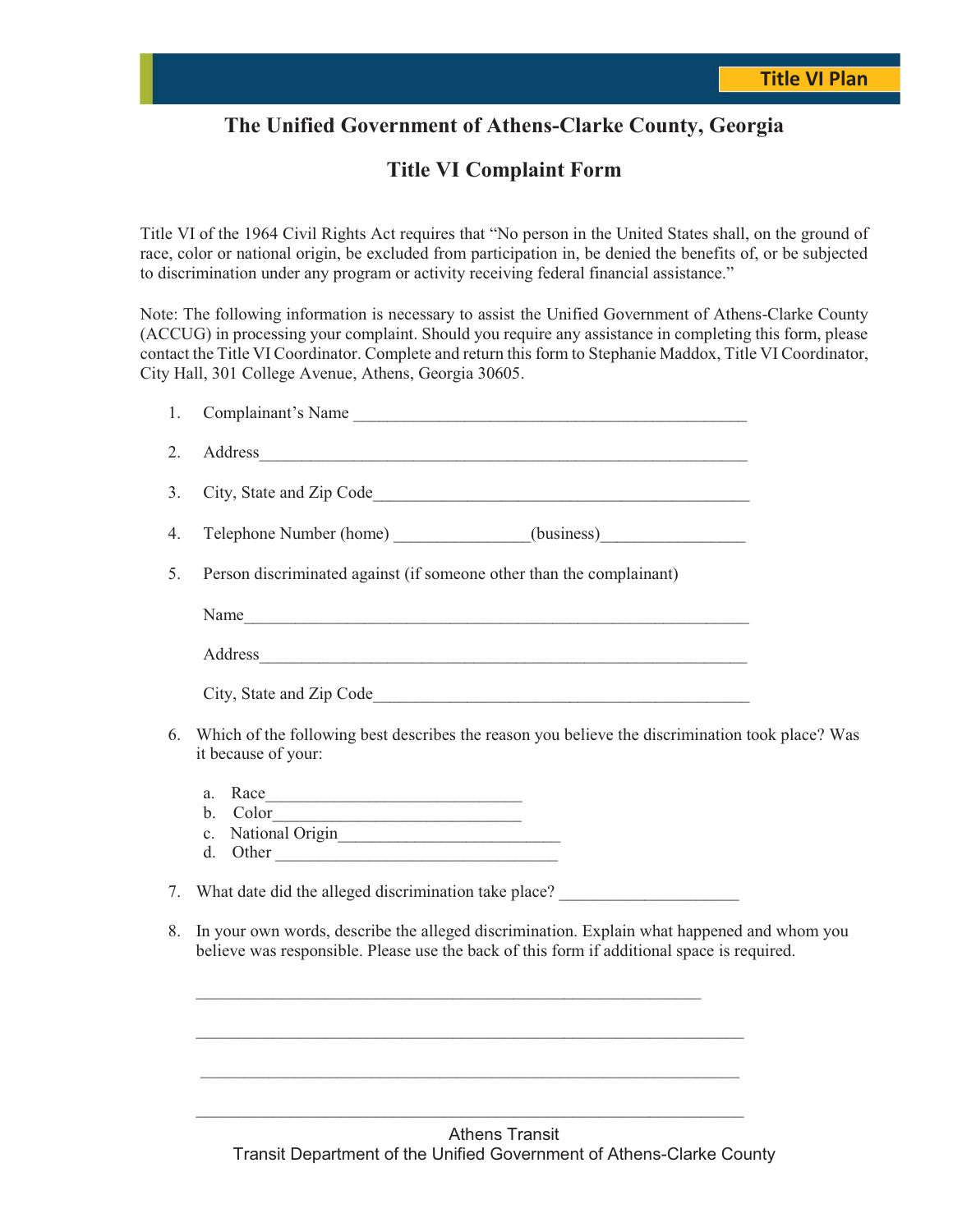## The Unified Government of Athens-Clarke County, Georgia

## Title VI Complaint Form

Title VI of the 1964 Civil Rights Act requires that "No person in the United States shall, on the ground of race, color or national origin, be excluded from participation in, be denied the benefits of, or be subjected to discrimination under any program or activity receiving federal financial assistance."

Note: The following information is necessary to assist the Unified Government of Athens-Clarke County (ACCUG) in processing your complaint. Should you require any assistance in completing this form, please contact the Title VI Coordinator. Complete and return this form to Stephanie Maddox, Title VI Coordinator, City Hall, 301 College Avenue, Athens, Georgia 30605.

1. Complainant's Name _______________________________________________

2. Address_____________________________________________________________

3. City, State and Zip Code_____________________________________________

4. Telephone Number (home) ________________(business)_________________

5. Person discriminated against (if someone other than the complainant)

   Name_______________________________________________________________

   Address_____________________________________________________________

   City, State and Zip Code_____________________________________________

6. Which of the following best describes the reason you believe the discrimination took place? Was it because of your:

   a. Race______________________________
   b. Color_____________________________
   c. National Origin__________________________
   d. Other _________________________________

7. What date did the alleged discrimination take place? _____________________

8. In your own words, describe the alleged discrimination. Explain what happened and whom you believe was responsible. Please use the back of this form if additional space is required.

   ____________________________________________________________

   ____________________________________________________________

   ____________________________________________________________

   ____________________________________________________________

Athens Transit
Transit Department of the Unified Government of Athens-Clarke County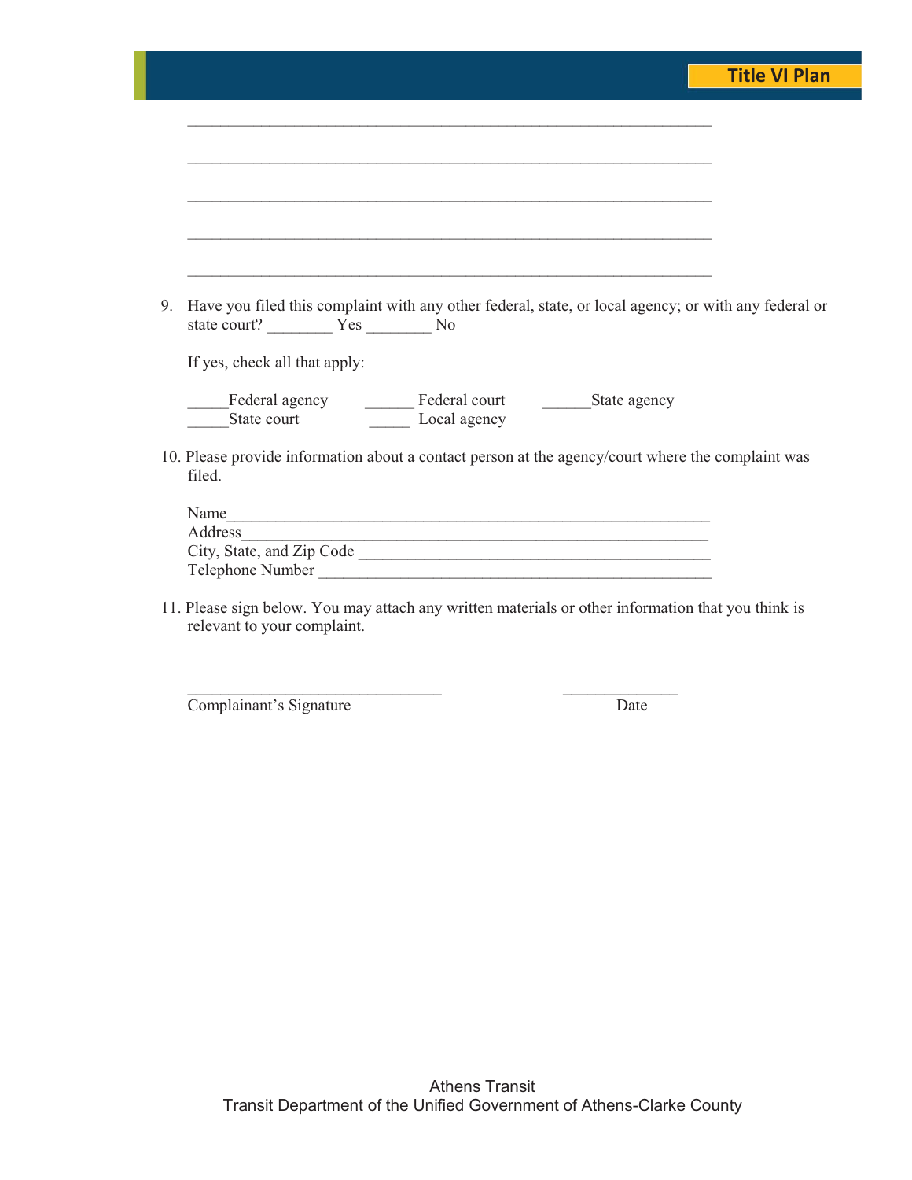\_\_\_\_\_\_\_\_\_\_\_\_\_\_\_\_\_\_\_\_\_\_\_\_\_\_\_\_\_\_\_\_\_\_\_\_\_\_\_\_\_\_\_\_\_\_\_\_\_\_\_\_\_\_\_\_\_\_\_\_\_\_\_\_\_\_

\_\_\_\_\_\_\_\_\_\_\_\_\_\_\_\_\_\_\_\_\_\_\_\_\_\_\_\_\_\_\_\_\_\_\_\_\_\_\_\_\_\_\_\_\_\_\_\_\_\_\_\_\_\_\_\_\_\_\_\_\_\_\_\_\_\_

\_\_\_\_\_\_\_\_\_\_\_\_\_\_\_\_\_\_\_\_\_\_\_\_\_\_\_\_\_\_\_\_\_\_\_\_\_\_\_\_\_\_\_\_\_\_\_\_\_\_\_\_\_\_\_\_\_\_\_\_\_\_\_\_\_\_

\_\_\_\_\_\_\_\_\_\_\_\_\_\_\_\_\_\_\_\_\_\_\_\_\_\_\_\_\_\_\_\_\_\_\_\_\_\_\_\_\_\_\_\_\_\_\_\_\_\_\_\_\_\_\_\_\_\_\_\_\_\_\_\_\_\_

\_\_\_\_\_\_\_\_\_\_\_\_\_\_\_\_\_\_\_\_\_\_\_\_\_\_\_\_\_\_\_\_\_\_\_\_\_\_\_\_\_\_\_\_\_\_\_\_\_\_\_\_\_\_\_\_\_\_\_\_\_\_\_\_\_\_

9. Have you filed this complaint with any other federal, state, or local agency; or with any federal or state court? \_\_\_\_\_\_\_\_ Yes \_\_\_\_\_\_\_\_ No

   If yes, check all that apply:

   \_\_\_\_\_Federal agency   \_\_\_\_\_\_ Federal court   \_\_\_\_\_\_State agency
   \_\_\_\_\_State court   \_\_\_\_\_ Local agency

10. Please provide information about a contact person at the agency/court where the complaint was filed.

    Name\_\_\_\_\_\_\_\_\_\_\_\_\_\_\_\_\_\_\_\_\_\_\_\_\_\_\_\_\_\_\_\_\_\_\_\_\_\_\_\_\_\_\_\_\_\_\_\_\_\_\_\_\_\_\_\_\_\_\_\_\_
    Address\_\_\_\_\_\_\_\_\_\_\_\_\_\_\_\_\_\_\_\_\_\_\_\_\_\_\_\_\_\_\_\_\_\_\_\_\_\_\_\_\_\_\_\_\_\_\_\_\_\_\_\_\_\_\_\_\_\_
    City, State, and Zip Code \_\_\_\_\_\_\_\_\_\_\_\_\_\_\_\_\_\_\_\_\_\_\_\_\_\_\_\_\_\_\_\_\_\_\_\_\_\_\_\_\_\_\_\_\_
    Telephone Number \_\_\_\_\_\_\_\_\_\_\_\_\_\_\_\_\_\_\_\_\_\_\_\_\_\_\_\_\_\_\_\_\_\_\_\_\_\_\_\_\_\_\_\_\_\_\_\_\_\_

11. Please sign below. You may attach any written materials or other information that you think is relevant to your complaint.

    \_\_\_\_\_\_\_\_\_\_\_\_\_\_\_\_\_\_\_\_\_\_\_\_\_\_\_\_\_\_\_\_   \_\_\_\_\_\_\_\_\_\_\_\_\_\_\_
    Complainant's Signature   Date

Athens Transit
Transit Department of the Unified Government of Athens-Clarke County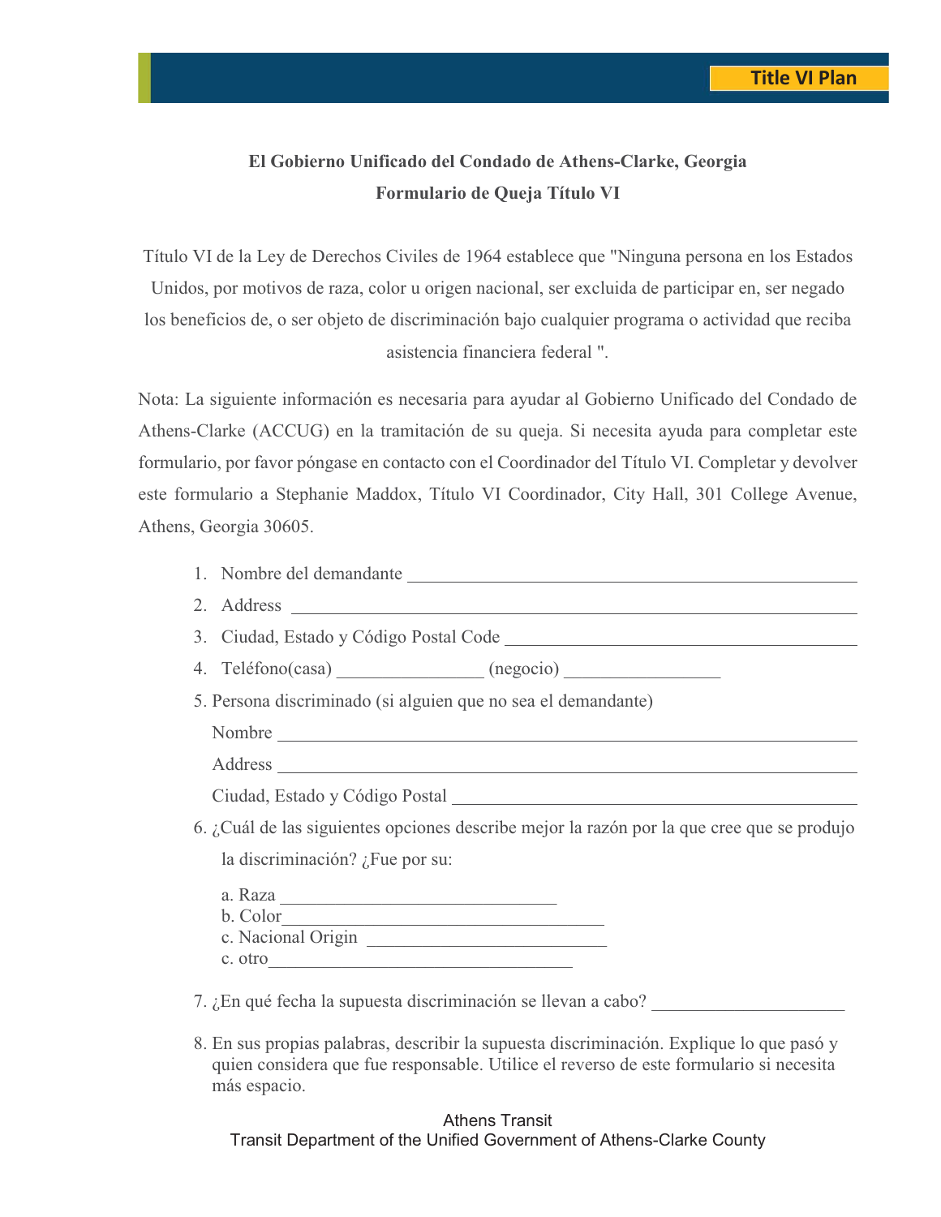**El Gobierno Unificado del Condado de Athens-Clarke, Georgia**

**Formulario de Queja Título VI**

Título VI de la Ley de Derechos Civiles de 1964 establece que "Ninguna persona en los Estados Unidos, por motivos de raza, color u origen nacional, ser excluida de participar en, ser negado los beneficios de, o ser objeto de discriminación bajo cualquier programa o actividad que reciba asistencia financiera federal ".

Nota: La siguiente información es necesaria para ayudar al Gobierno Unificado del Condado de Athens-Clarke (ACCUG) en la tramitación de su queja. Si necesita ayuda para completar este formulario, por favor póngase en contacto con el Coordinador del Título VI. Completar y devolver este formulario a Stephanie Maddox, Título VI Coordinador, City Hall, 301 College Avenue, Athens, Georgia 30605.

1. Nombre del demandante ___________________________________________
2. Address ___________________________________________
3. Ciudad, Estado y Código Postal Code ___________________________________________
4. Teléfono(casa) ________________ (negocio) _________________
5. Persona discriminado (si alguien que no sea el demandante)

   Nombre ___________________________________________

   Address ___________________________________________

   Ciudad, Estado y Código Postal ___________________________________________

6. ¿Cuál de las siguientes opciones describe mejor la razón por la que cree que se produjo la discriminación? ¿Fue por su:

   a. Raza ______________________________
   b. Color______________________________
   c. Nacional Origin ______________________________
   c. otro______________________________

7. ¿En qué fecha la supuesta discriminación se llevan a cabo? _____________________

8. En sus propias palabras, describir la supuesta discriminación. Explique lo que pasó y quien considera que fue responsable. Utilice el reverso de este formulario si necesita más espacio.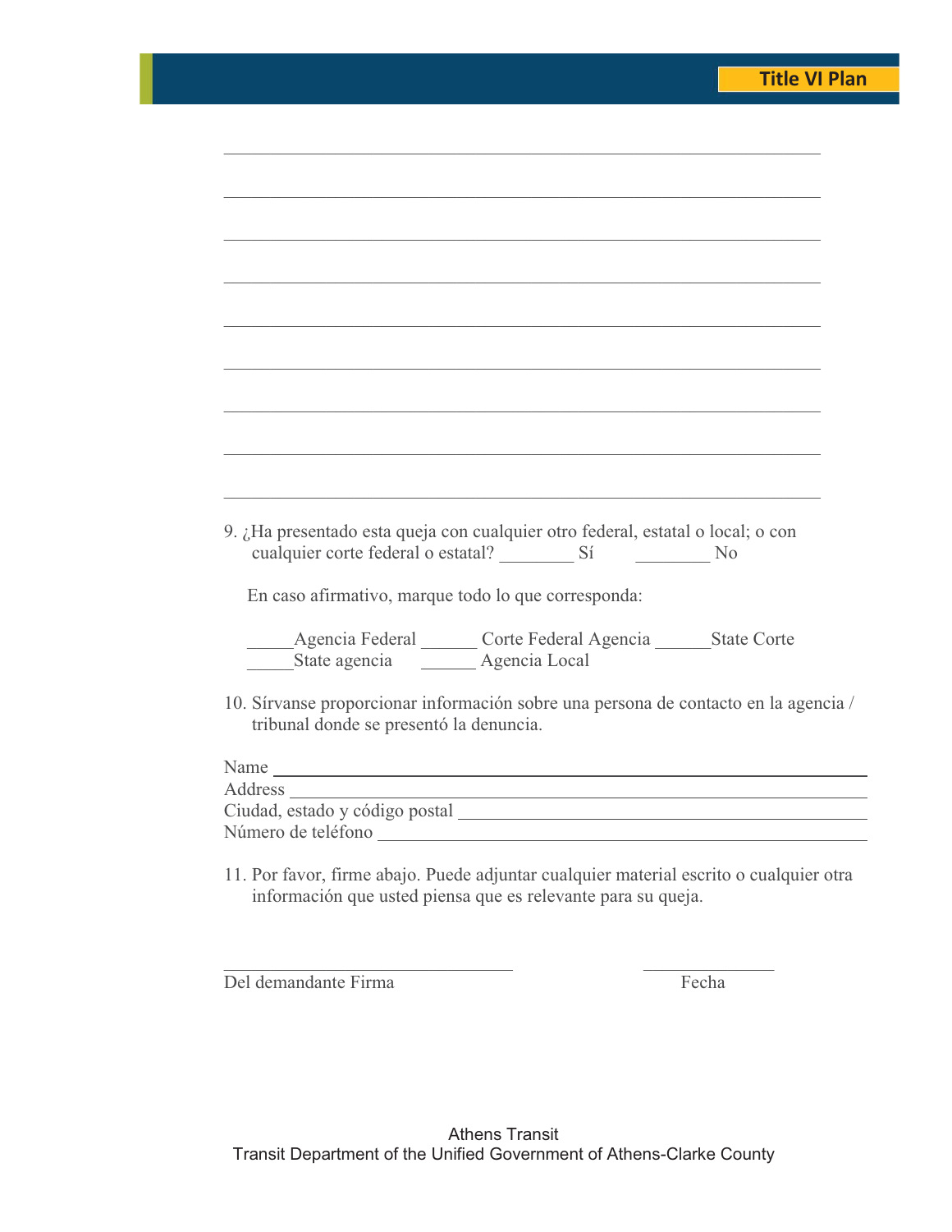______________________________________________________________________________

______________________________________________________________________________

______________________________________________________________________________

______________________________________________________________________________

______________________________________________________________________________

______________________________________________________________________________

______________________________________________________________________________

______________________________________________________________________________

______________________________________________________________________________

9. ¿Ha presentado esta queja con cualquier otro federal, estatal o local; o con cualquier corte federal o estatal? ________ Sí ________ No

   En caso afirmativo, marque todo lo que corresponda:

   _____Agencia Federal ______ Corte Federal Agencia ______State Corte
   _____State agencia ______ Agencia Local

10. Sírvanse proporcionar información sobre una persona de contacto en la agencia / tribunal donde se presentó la denuncia.

Name ______________________________________________________________

Address ____________________________________________________________

Ciudad, estado y código postal _______________________________________

Número de teléfono _________________________________________________

11. Por favor, firme abajo. Puede adjuntar cualquier material escrito o cualquier otra información que usted piensa que es relevante para su queja.

_______________________________ _____________

Del demandante Firma Fecha

Athens Transit
Transit Department of the Unified Government of Athens-Clarke County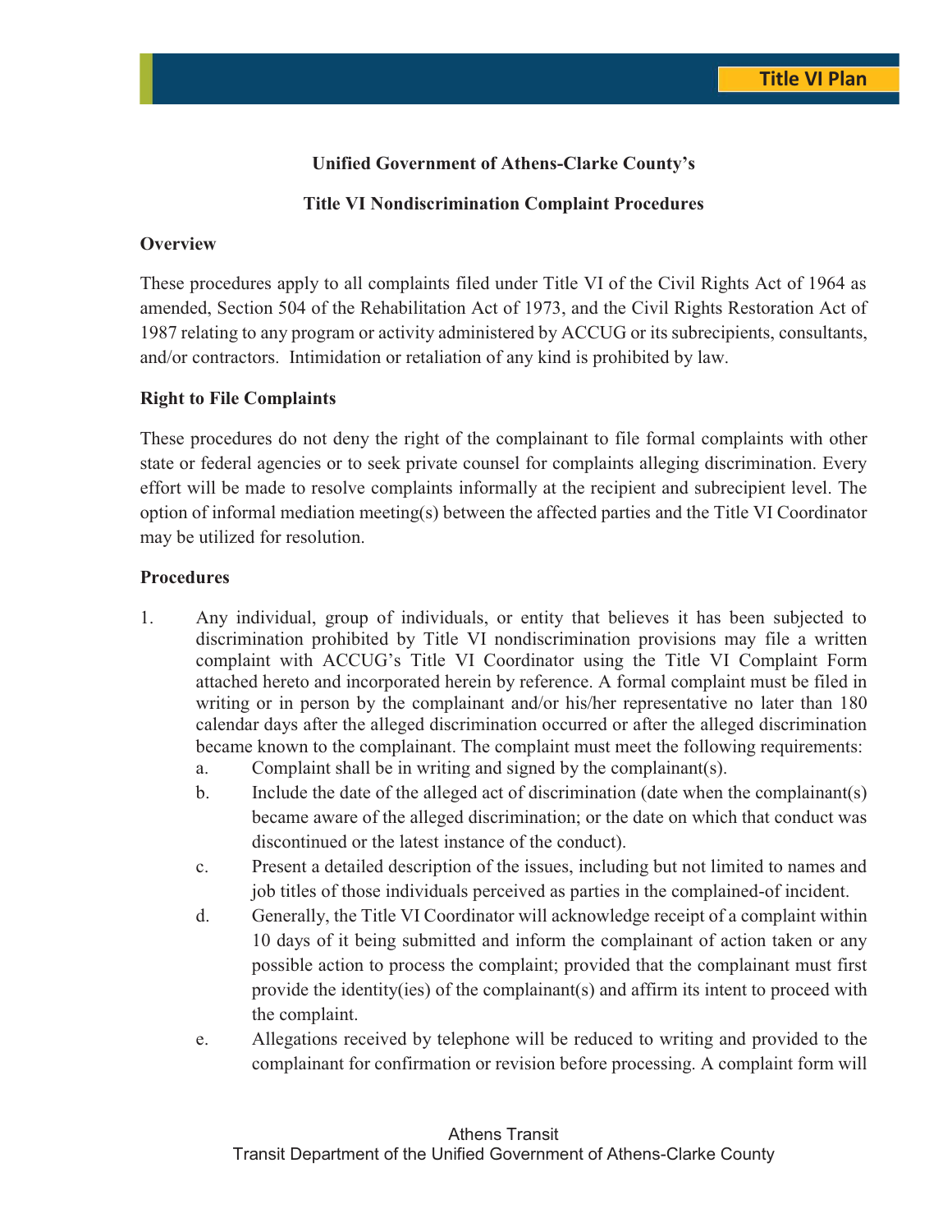**Unified Government of Athens-Clarke County's**

**Title VI Nondiscrimination Complaint Procedures**

**Overview**

These procedures apply to all complaints filed under Title VI of the Civil Rights Act of 1964 as amended, Section 504 of the Rehabilitation Act of 1973, and the Civil Rights Restoration Act of 1987 relating to any program or activity administered by ACCUG or its subrecipients, consultants, and/or contractors. Intimidation or retaliation of any kind is prohibited by law.

**Right to File Complaints**

These procedures do not deny the right of the complainant to file formal complaints with other state or federal agencies or to seek private counsel for complaints alleging discrimination. Every effort will be made to resolve complaints informally at the recipient and subrecipient level. The option of informal mediation meeting(s) between the affected parties and the Title VI Coordinator may be utilized for resolution.

**Procedures**

1. Any individual, group of individuals, or entity that believes it has been subjected to discrimination prohibited by Title VI nondiscrimination provisions may file a written complaint with ACCUG's Title VI Coordinator using the Title VI Complaint Form attached hereto and incorporated herein by reference. A formal complaint must be filed in writing or in person by the complainant and/or his/her representative no later than 180 calendar days after the alleged discrimination occurred or after the alleged discrimination became known to the complainant. The complaint must meet the following requirements:
    a. Complaint shall be in writing and signed by the complainant(s).
    b. Include the date of the alleged act of discrimination (date when the complainant(s) became aware of the alleged discrimination; or the date on which that conduct was discontinued or the latest instance of the conduct).
    c. Present a detailed description of the issues, including but not limited to names and job titles of those individuals perceived as parties in the complained-of incident.
    d. Generally, the Title VI Coordinator will acknowledge receipt of a complaint within 10 days of it being submitted and inform the complainant of action taken or any possible action to process the complaint; provided that the complainant must first provide the identity(ies) of the complainant(s) and affirm its intent to proceed with the complaint.
    e. Allegations received by telephone will be reduced to writing and provided to the complainant for confirmation or revision before processing. A complaint form will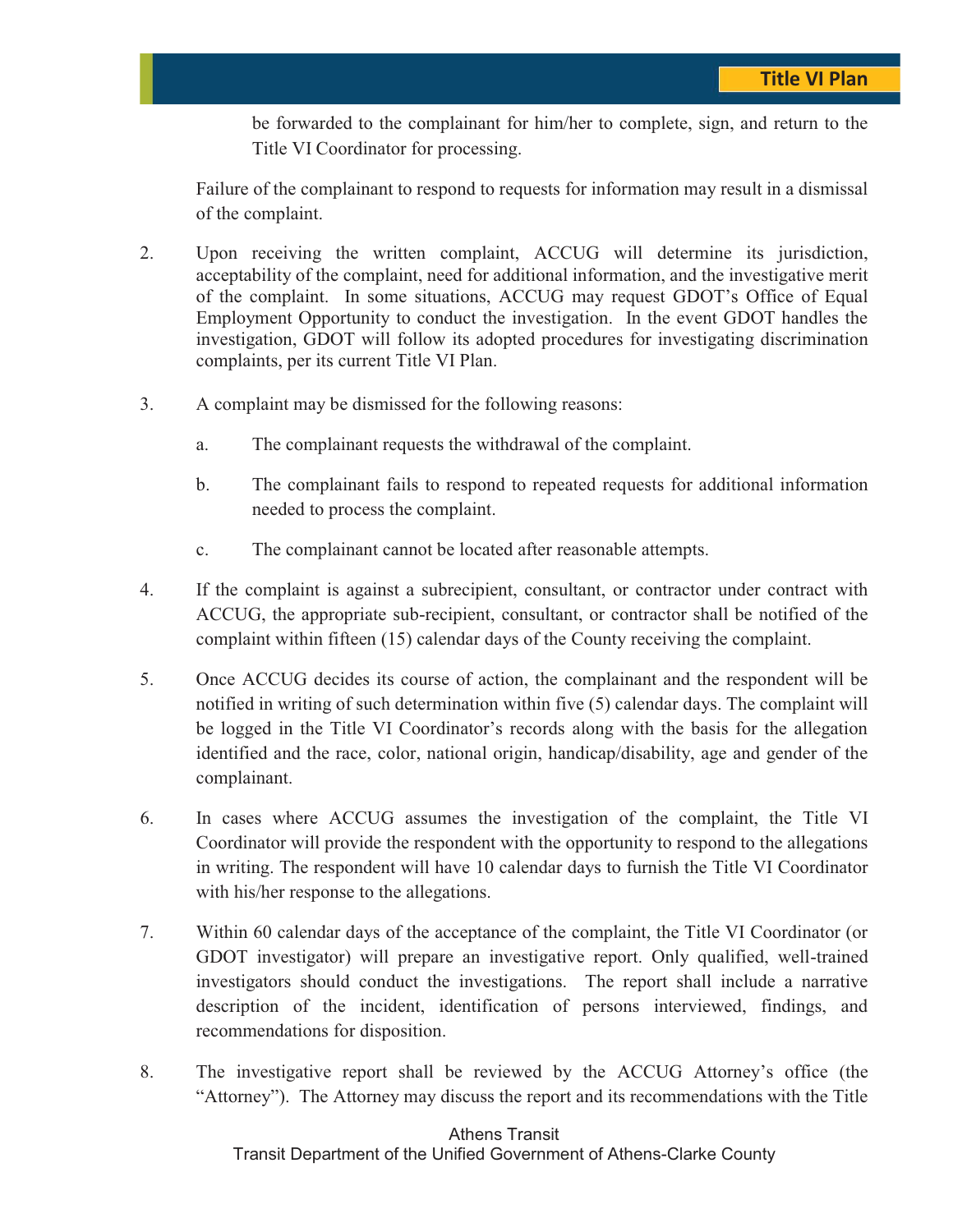be forwarded to the complainant for him/her to complete, sign, and return to the Title VI Coordinator for processing.

Failure of the complainant to respond to requests for information may result in a dismissal of the complaint.

2. Upon receiving the written complaint, ACCUG will determine its jurisdiction, acceptability of the complaint, need for additional information, and the investigative merit of the complaint. In some situations, ACCUG may request GDOT's Office of Equal Employment Opportunity to conduct the investigation. In the event GDOT handles the investigation, GDOT will follow its adopted procedures for investigating discrimination complaints, per its current Title VI Plan.

3. A complaint may be dismissed for the following reasons:

   a. The complainant requests the withdrawal of the complaint.

   b. The complainant fails to respond to repeated requests for additional information needed to process the complaint.

   c. The complainant cannot be located after reasonable attempts.

4. If the complaint is against a subrecipient, consultant, or contractor under contract with ACCUG, the appropriate sub-recipient, consultant, or contractor shall be notified of the complaint within fifteen (15) calendar days of the County receiving the complaint.

5. Once ACCUG decides its course of action, the complainant and the respondent will be notified in writing of such determination within five (5) calendar days. The complaint will be logged in the Title VI Coordinator's records along with the basis for the allegation identified and the race, color, national origin, handicap/disability, age and gender of the complainant.

6. In cases where ACCUG assumes the investigation of the complaint, the Title VI Coordinator will provide the respondent with the opportunity to respond to the allegations in writing. The respondent will have 10 calendar days to furnish the Title VI Coordinator with his/her response to the allegations.

7. Within 60 calendar days of the acceptance of the complaint, the Title VI Coordinator (or GDOT investigator) will prepare an investigative report. Only qualified, well-trained investigators should conduct the investigations. The report shall include a narrative description of the incident, identification of persons interviewed, findings, and recommendations for disposition.

8. The investigative report shall be reviewed by the ACCUG Attorney's office (the "Attorney"). The Attorney may discuss the report and its recommendations with the Title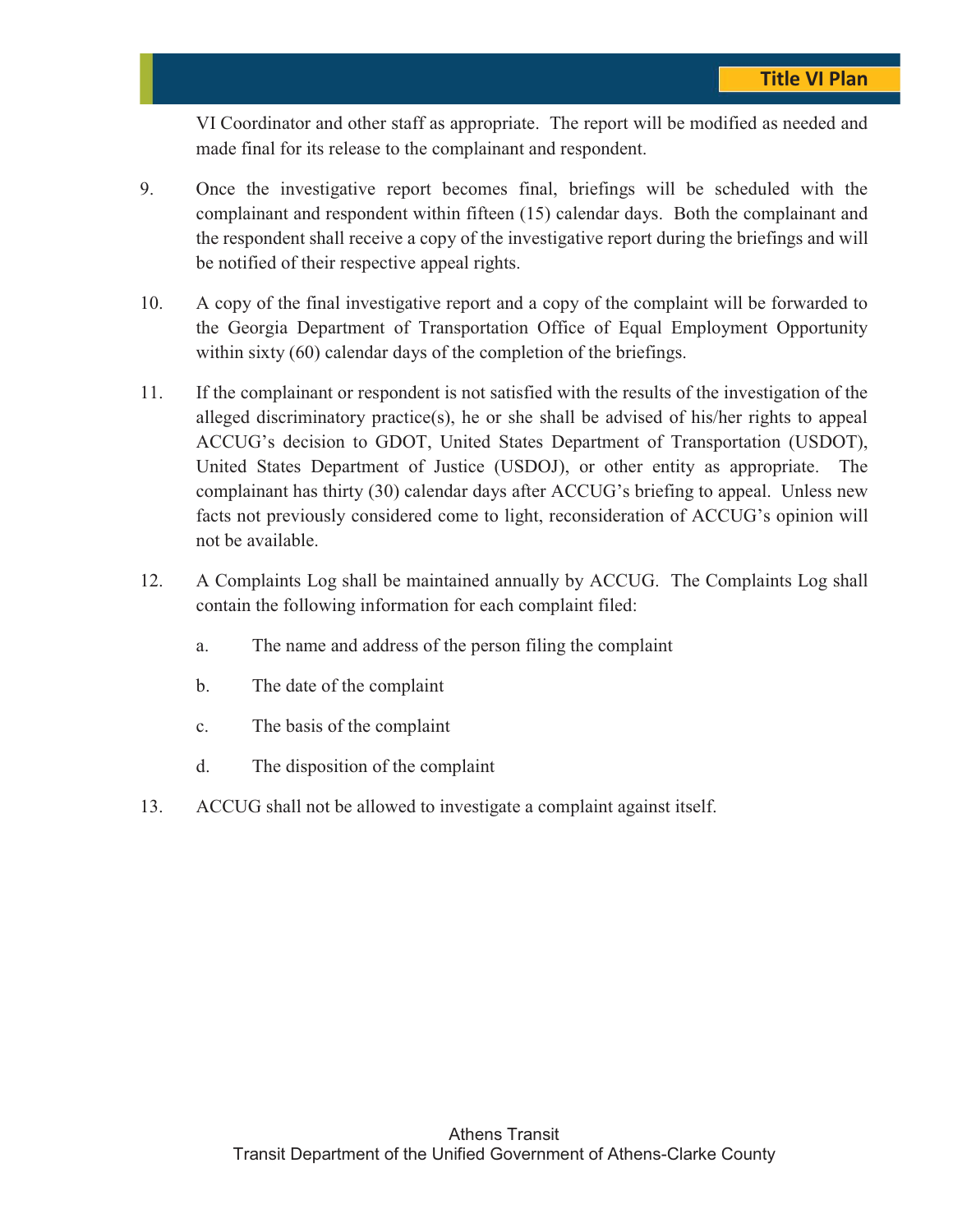VI Coordinator and other staff as appropriate. The report will be modified as needed and made final for its release to the complainant and respondent.

9. Once the investigative report becomes final, briefings will be scheduled with the complainant and respondent within fifteen (15) calendar days. Both the complainant and the respondent shall receive a copy of the investigative report during the briefings and will be notified of their respective appeal rights.

10. A copy of the final investigative report and a copy of the complaint will be forwarded to the Georgia Department of Transportation Office of Equal Employment Opportunity within sixty (60) calendar days of the completion of the briefings.

11. If the complainant or respondent is not satisfied with the results of the investigation of the alleged discriminatory practice(s), he or she shall be advised of his/her rights to appeal ACCUG's decision to GDOT, United States Department of Transportation (USDOT), United States Department of Justice (USDOJ), or other entity as appropriate. The complainant has thirty (30) calendar days after ACCUG's briefing to appeal. Unless new facts not previously considered come to light, reconsideration of ACCUG's opinion will not be available.

12. A Complaints Log shall be maintained annually by ACCUG. The Complaints Log shall contain the following information for each complaint filed:

    a. The name and address of the person filing the complaint

    b. The date of the complaint

    c. The basis of the complaint

    d. The disposition of the complaint

13. ACCUG shall not be allowed to investigate a complaint against itself.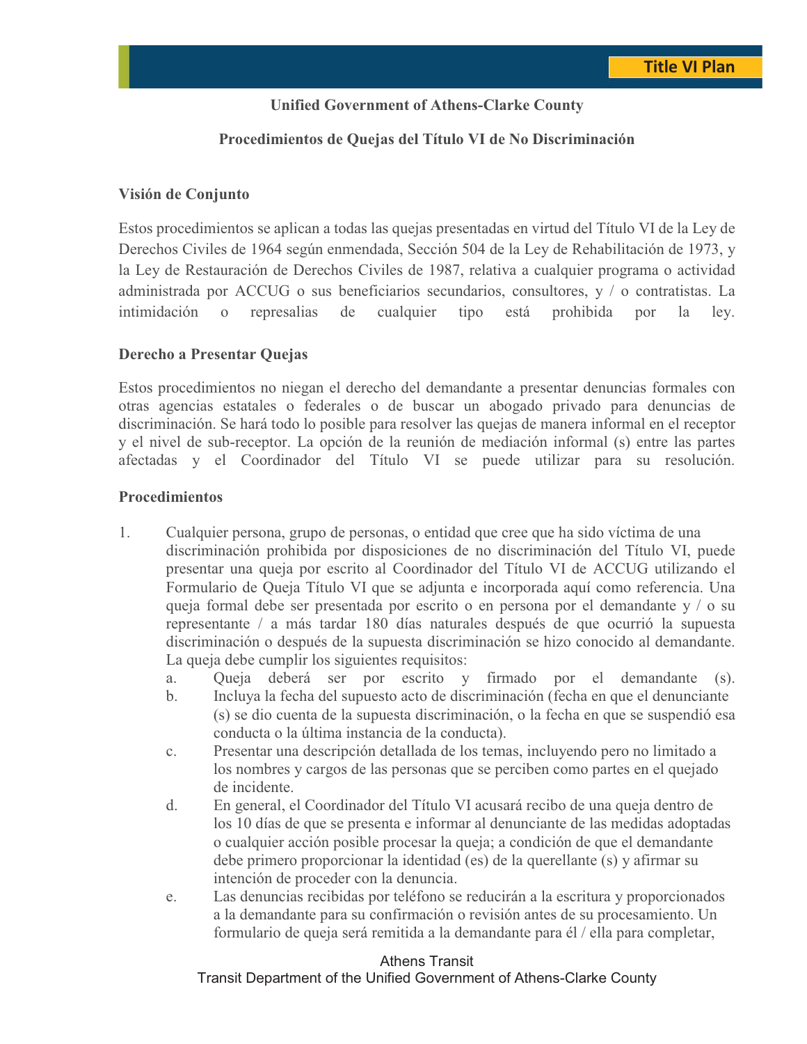**Unified Government of Athens-Clarke County**

**Procedimientos de Quejas del Título VI de No Discriminación**

**Visión de Conjunto**

Estos procedimientos se aplican a todas las quejas presentadas en virtud del Título VI de la Ley de Derechos Civiles de 1964 según enmendada, Sección 504 de la Ley de Rehabilitación de 1973, y la Ley de Restauración de Derechos Civiles de 1987, relativa a cualquier programa o actividad administrada por ACCUG o sus beneficiarios secundarios, consultores, y / o contratistas. La intimidación o represalias de cualquier tipo está prohibida por la ley.

**Derecho a Presentar Quejas**

Estos procedimientos no niegan el derecho del demandante a presentar denuncias formales con otras agencias estatales o federales o de buscar un abogado privado para denuncias de discriminación. Se hará todo lo posible para resolver las quejas de manera informal en el receptor y el nivel de sub-receptor. La opción de la reunión de mediación informal (s) entre las partes afectadas y el Coordinador del Título VI se puede utilizar para su resolución.

**Procedimientos**

1. Cualquier persona, grupo de personas, o entidad que cree que ha sido víctima de una discriminación prohibida por disposiciones de no discriminación del Título VI, puede presentar una queja por escrito al Coordinador del Título VI de ACCUG utilizando el Formulario de Queja Título VI que se adjunta e incorporada aquí como referencia. Una queja formal debe ser presentada por escrito o en persona por el demandante y / o su representante / a más tardar 180 días naturales después de que ocurrió la supuesta discriminación o después de la supuesta discriminación se hizo conocido al demandante. La queja debe cumplir los siguientes requisitos:
   a. Queja deberá ser por escrito y firmado por el demandante (s).
   b. Incluya la fecha del supuesto acto de discriminación (fecha en que el denunciante (s) se dio cuenta de la supuesta discriminación, o la fecha en que se suspendió esa conducta o la última instancia de la conducta).
   c. Presentar una descripción detallada de los temas, incluyendo pero no limitado a los nombres y cargos de las personas que se perciben como partes en el quejado de incidente.
   d. En general, el Coordinador del Título VI acusará recibo de una queja dentro de los 10 días de que se presenta e informar al denunciante de las medidas adoptadas o cualquier acción posible procesar la queja; a condición de que el demandante debe primero proporcionar la identidad (es) de la querellante (s) y afirmar su intención de proceder con la denuncia.
   e. Las denuncias recibidas por teléfono se reducirán a la escritura y proporcionados a la demandante para su confirmación o revisión antes de su procesamiento. Un formulario de queja será remitida a la demandante para él / ella para completar,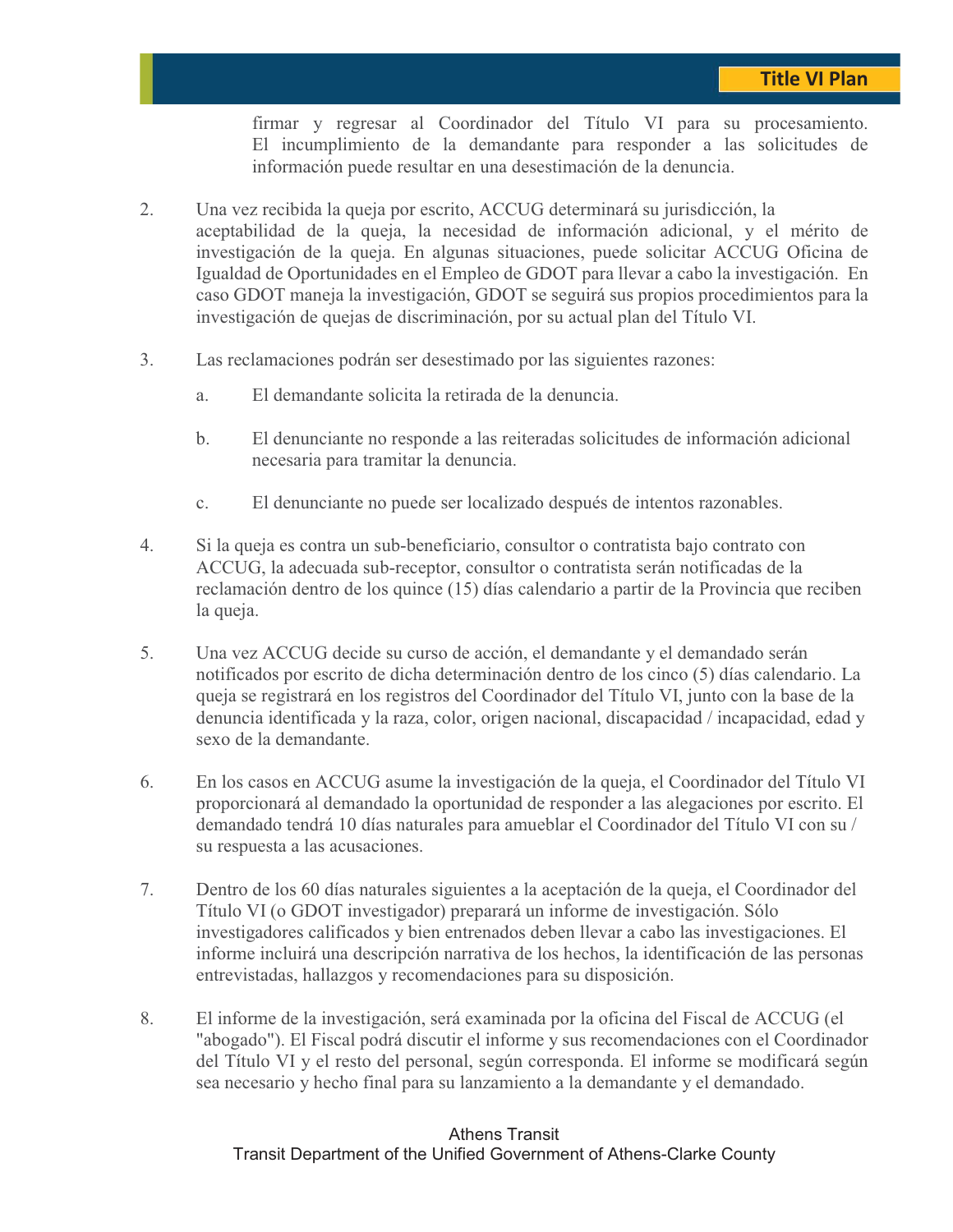firmar y regresar al Coordinador del Título VI para su procesamiento. El incumplimiento de la demandante para responder a las solicitudes de información puede resultar en una desestimación de la denuncia.

2. Una vez recibida la queja por escrito, ACCUG determinará su jurisdicción, la aceptabilidad de la queja, la necesidad de información adicional, y el mérito de investigación de la queja. En algunas situaciones, puede solicitar ACCUG Oficina de Igualdad de Oportunidades en el Empleo de GDOT para llevar a cabo la investigación. En caso GDOT maneja la investigación, GDOT se seguirá sus propios procedimientos para la investigación de quejas de discriminación, por su actual plan del Título VI.

3. Las reclamaciones podrán ser desestimado por las siguientes razones:

   a. El demandante solicita la retirada de la denuncia.

   b. El denunciante no responde a las reiteradas solicitudes de información adicional necesaria para tramitar la denuncia.

   c. El denunciante no puede ser localizado después de intentos razonables.

4. Si la queja es contra un sub-beneficiario, consultor o contratista bajo contrato con ACCUG, la adecuada sub-receptor, consultor o contratista serán notificadas de la reclamación dentro de los quince (15) días calendario a partir de la Provincia que reciben la queja.

5. Una vez ACCUG decide su curso de acción, el demandante y el demandado serán notificados por escrito de dicha determinación dentro de los cinco (5) días calendario. La queja se registrará en los registros del Coordinador del Título VI, junto con la base de la denuncia identificada y la raza, color, origen nacional, discapacidad / incapacidad, edad y sexo de la demandante.

6. En los casos en ACCUG asume la investigación de la queja, el Coordinador del Título VI proporcionará al demandado la oportunidad de responder a las alegaciones por escrito. El demandado tendrá 10 días naturales para amueblar el Coordinador del Título VI con su / su respuesta a las acusaciones.

7. Dentro de los 60 días naturales siguientes a la aceptación de la queja, el Coordinador del Título VI (o GDOT investigador) preparará un informe de investigación. Sólo investigadores calificados y bien entrenados deben llevar a cabo las investigaciones. El informe incluirá una descripción narrativa de los hechos, la identificación de las personas entrevistadas, hallazgos y recomendaciones para su disposición.

8. El informe de la investigación, será examinada por la oficina del Fiscal de ACCUG (el "abogado"). El Fiscal podrá discutir el informe y sus recomendaciones con el Coordinador del Título VI y el resto del personal, según corresponda. El informe se modificará según sea necesario y hecho final para su lanzamiento a la demandante y el demandado.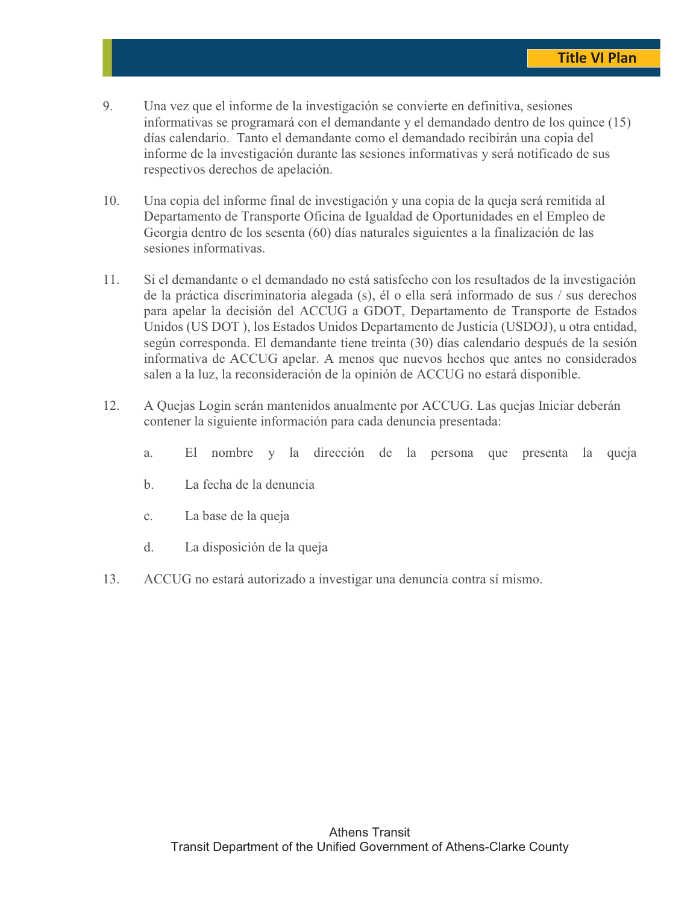9. Una vez que el informe de la investigación se convierte en definitiva, sesiones informativas se programará con el demandante y el demandado dentro de los quince (15) días calendario. Tanto el demandante como el demandado recibirán una copia del informe de la investigación durante las sesiones informativas y será notificado de sus respectivos derechos de apelación.

10. Una copia del informe final de investigación y una copia de la queja será remitida al Departamento de Transporte Oficina de Igualdad de Oportunidades en el Empleo de Georgia dentro de los sesenta (60) días naturales siguientes a la finalización de las sesiones informativas.

11. Si el demandante o el demandado no está satisfecho con los resultados de la investigación de la práctica discriminatoria alegada (s), él o ella será informado de sus / sus derechos para apelar la decisión del ACCUG a GDOT, Departamento de Transporte de Estados Unidos (US DOT ), los Estados Unidos Departamento de Justicia (USDOJ), u otra entidad, según corresponda. El demandante tiene treinta (30) días calendario después de la sesión informativa de ACCUG apelar. A menos que nuevos hechos que antes no considerados salen a la luz, la reconsideración de la opinión de ACCUG no estará disponible.

12. A Quejas Login serán mantenidos anualmente por ACCUG. Las quejas Iniciar deberán contener la siguiente información para cada denuncia presentada:

    a. El nombre y la dirección de la persona que presenta la queja

    b. La fecha de la denuncia

    c. La base de la queja

    d. La disposición de la queja

13. ACCUG no estará autorizado a investigar una denuncia contra sí mismo.